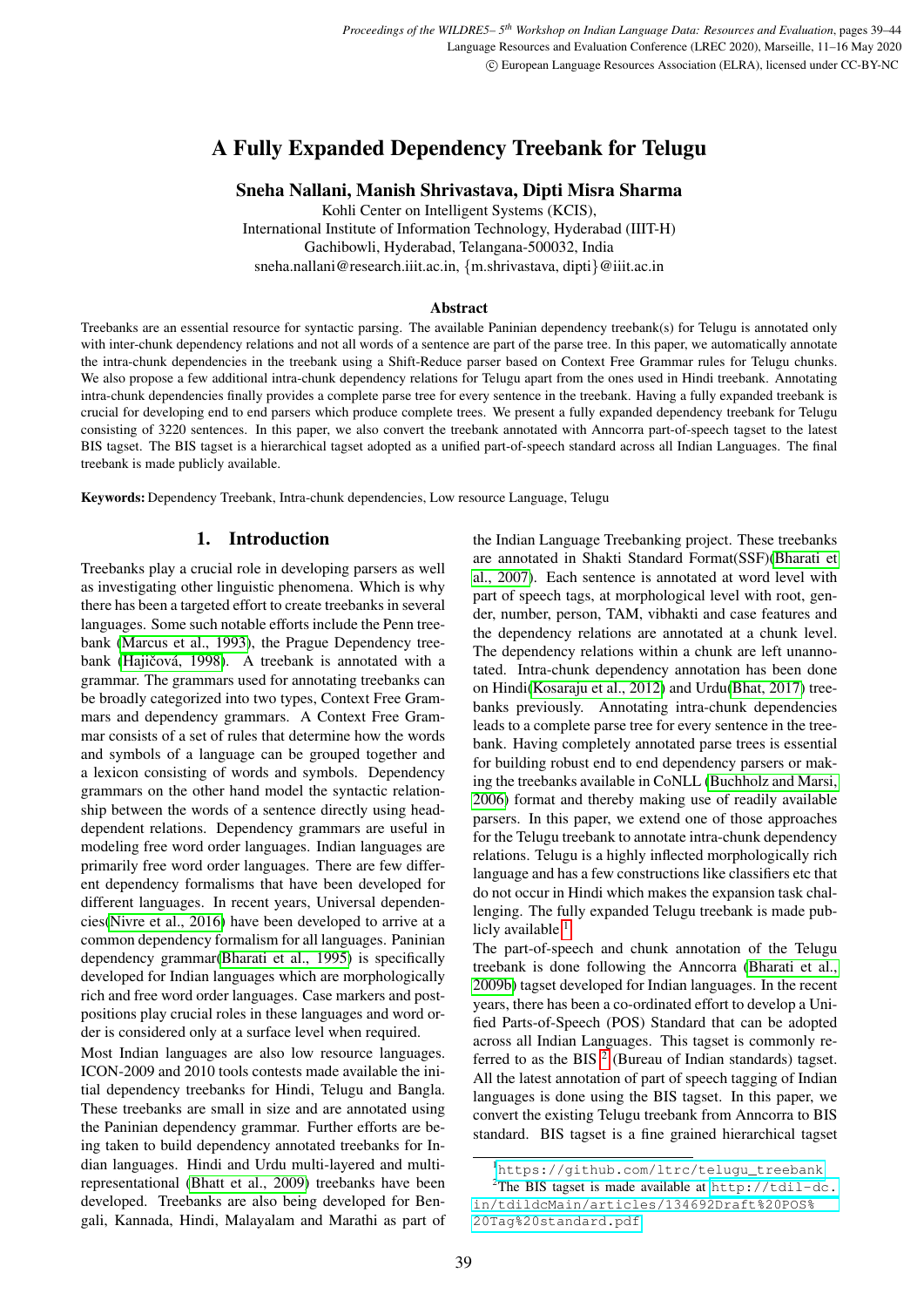# A Fully Expanded Dependency Treebank for Telugu

**Sneha Nallani, Manish Shrivastava, Dipti Misra Sharma**

Kohli Center on Intelligent Systems (KCIS),
International Institute of Information Technology, Hyderabad (IIIT-H)
Gachibowli, Hyderabad, Telangana-500032, India
sneha.nallani@research.iiit.ac.in, {m.shrivastava, dipti}@iiit.ac.in

### Abstract

Treebanks are an essential resource for syntactic parsing. The available Paninian dependency treebank(s) for Telugu is annotated only with inter-chunk dependency relations and not all words of a sentence are part of the parse tree. In this paper, we automatically annotate the intra-chunk dependencies in the treebank using a Shift-Reduce parser based on Context Free Grammar rules for Telugu chunks. We also propose a few additional intra-chunk dependency relations for Telugu apart from the ones used in Hindi treebank. Annotating intra-chunk dependencies finally provides a complete parse tree for every sentence in the treebank. Having a fully expanded treebank is crucial for developing end to end parsers which produce complete trees. We present a fully expanded dependency treebank for Telugu consisting of 3220 sentences. In this paper, we also convert the treebank annotated with Anncorra part-of-speech tagset to the latest BIS tagset. The BIS tagset is a hierarchical tagset adopted as a unified part-of-speech standard across all Indian Languages. The final treebank is made publicly available.

**Keywords:** Dependency Treebank, Intra-chunk dependencies, Low resource Language, Telugu

## 1. Introduction

Treebanks play a crucial role in developing parsers as well as investigating other linguistic phenomena. Which is why there has been a targeted effort to create treebanks in several languages. Some such notable efforts include the Penn treebank (Marcus et al., 1993), the Prague Dependency treebank (Hajičová, 1998). A treebank is annotated with a grammar. The grammars used for annotating treebanks can be broadly categorized into two types, Context Free Grammars and dependency grammars. A Context Free Grammar consists of a set of rules that determine how the words and symbols of a language can be grouped together and a lexicon consisting of words and symbols. Dependency grammars on the other hand model the syntactic relationship between the words of a sentence directly using head-dependent relations. Dependency grammars are useful in modeling free word order languages. Indian languages are primarily free word order languages. There are few different dependency formalisms that have been developed for different languages. In recent years, Universal dependencies(Nivre et al., 2016) have been developed to arrive at a common dependency formalism for all languages. Paninian dependency grammar(Bharati et al., 1995) is specifically developed for Indian languages which are morphologically rich and free word order languages. Case markers and postpositions play crucial roles in these languages and word order is considered only at a surface level when required.

Most Indian languages are also low resource languages. ICON-2009 and 2010 tools contests made available the initial dependency treebanks for Hindi, Telugu and Bangla. These treebanks are small in size and are annotated using the Paninian dependency grammar. Further efforts are being taken to build dependency annotated treebanks for Indian languages. Hindi and Urdu multi-layered and multi-representational (Bhatt et al., 2009) treebanks have been developed. Treebanks are also being developed for Bengali, Kannada, Hindi, Malayalam and Marathi as part of the Indian Language Treebanking project. These treebanks are annotated in Shakti Standard Format(SSF)(Bharati et al., 2007). Each sentence is annotated at word level with part of speech tags, at morphological level with root, gender, number, person, TAM, vibhakti and case features and the dependency relations are annotated at a chunk level. The dependency relations within a chunk are left unannotated. Intra-chunk dependency annotation has been done on Hindi(Kosaraju et al., 2012) and Urdu(Bhat, 2017) treebanks previously. Annotating intra-chunk dependencies leads to a complete parse tree for every sentence in the treebank. Having completely annotated parse trees is essential for building robust end to end dependency parsers or making the treebanks available in CoNLL (Buchholz and Marsi, 2006) format and thereby making use of readily available parsers. In this paper, we extend one of those approaches for the Telugu treebank to annotate intra-chunk dependency relations. Telugu is a highly inflected morphologically rich language and has a few constructions like classifiers etc that do not occur in Hindi which makes the expansion task challenging. The fully expanded Telugu treebank is made publicly available [1].

The part-of-speech and chunk annotation of the Telugu treebank is done following the Anncorra (Bharati et al., 2009b) tagset developed for Indian languages. In the recent years, there has been a co-ordinated effort to develop a Unified Parts-of-Speech (POS) Standard that can be adopted across all Indian Languages. This tagset is commonly referred to as the BIS [2] (Bureau of Indian standards) tagset. All the latest annotation of part of speech tagging of Indian languages is done using the BIS tagset. In this paper, we convert the existing Telugu treebank from Anncorra to BIS standard. BIS tagset is a fine grained hierarchical tagset

[1] https://github.com/ltrc/telugu_treebank

[2] The BIS tagset is made available at http://tdil-dc.in/tdildcMain/articles/134692Draft%20POS%20Tag%20standard.pdf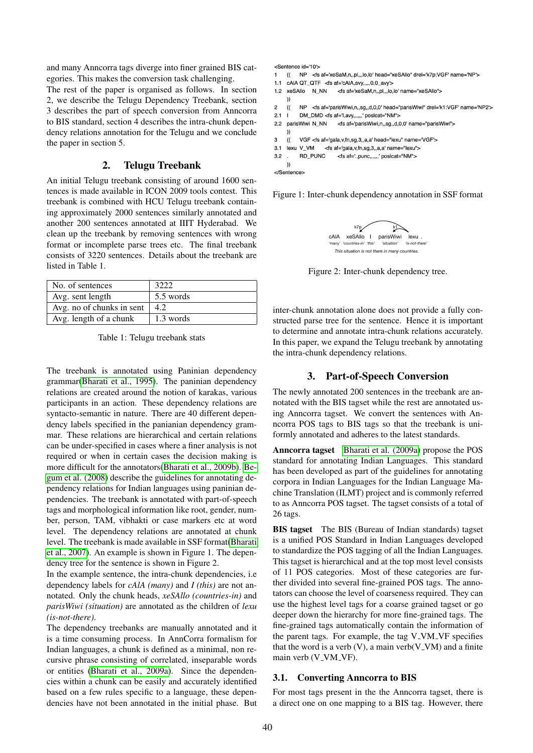and many Anncorra tags diverge into finer grained BIS categories. This makes the conversion task challenging.

The rest of the paper is organised as follows. In section 2, we describe the Telugu Dependency Treebank, section 3 describes the part of speech conversion from Anncorra to BIS standard, section 4 describes the intra-chunk dependency relations annotation for the Telugu and we conclude the paper in section 5.

## 2. Telugu Treebank

An initial Telugu treebank consisting of around 1600 sentences is made available in ICON 2009 tools contest. This treebank is combined with HCU Telugu treebank containing approximately 2000 sentences similarly annotated and another 200 sentences annotated at IIIT Hyderabad. We clean up the treebank by removing sentences with wrong format or incomplete parse trees etc. The final treebank consists of 3220 sentences. Details about the treebank are listed in Table 1.

| No. of sentences | 3222 |
|---|---|
| Avg. sent length | 5.5 words |
| Avg. no of chunks in sent | 4.2 |
| Avg. length of a chunk | 1.3 words |

Table 1: Telugu treebank stats

The treebank is annotated using Paninian dependency grammar(Bharati et al., 1995). The paninian dependency relations are created around the notion of karakas, various participants in an action. These dependency relations are syntacto-semantic in nature. There are 40 different dependency labels specified in the panianian dependency grammar. These relations are hierarchical and certain relations can be under-specified in cases where a finer analysis is not required or when in certain cases the decision making is more difficult for the annotators(Bharati et al., 2009b). Begum et al. (2008) describe the guidelines for annotating dependency relations for Indian languages using paninian dependencies. The treebank is annotated with part-of-speech tags and morphological information like root, gender, number, person, TAM, vibhakti or case markers etc at word level. The dependency relations are annotated at chunk level. The treebank is made available in SSF format(Bharati et al., 2007). An example is shown in Figure 1. The dependency tree for the sentence is shown in Figure 2.

In the example sentence, the intra-chunk dependencies, i.e dependency labels for *cAlA (many)* and *I (this)* are not annotated. Only the chunk heads, *xeSAllo (countries-in)* and *parisWiwi (situation)* are annotated as the children of *lexu (is-not-there)*.

The dependency treebanks are manually annotated and it is a time consuming process. In AnnCorra formalism for Indian languages, a chunk is defined as a minimal, non recursive phrase consisting of correlated, inseparable words or entities (Bharati et al., 2009a). Since the dependencies within a chunk can be easily and accurately identified based on a few rules specific to a language, these dependencies have not been annotated in the initial phase. But

```
<Sentence id='10'>
1     ((    NP   <fs af='xeSaM,n,,pl,,,lo,lo' head="xeSAllo" drel='k7p:VGF' name='NP'>
1.1   cAlA QT_QTF   <fs af='cAlA,avy,,,,,0,0_avy'>
1.2   xeSAllo   N_NN     <fs af='xeSaM,n,,pl,,,lo,lo' name="xeSAllo">
      ))
2     ((    NP   <fs af='parisWiwi,n,,sg,,d,0,0' head="parisWiwi" drel='k1:VGF' name='NP2'>
2.1   I     DM_DMD <fs af='I,avy,,,,,,' poslcat="NM">
2.2   parisWiwi N_NN     <fs af='parisWiwi,n,,sg,,d,0,0' name="parisWiwi">
      ))
3     ((    VGF <fs af='gala,v,fn,sg,3,,a,a' head="lexu" name='VGF'>
3.1   lexu  V_VM     <fs af='gala,v,fn,sg,3,,a,a' name="lexu">
3.2   .     RD_PUNC      <fs af='.,punc,,,,,,' poslcat="NM">
      ))
</Sentence>
```

Figure 1: Inter-chunk dependency annotation in SSF format

```
        k7p            k1
cAlA  xeSAllo   I   parisWiwi   lexu  .
'many' 'countries-in' 'this' 'situation' 'is-not-there'
This situation is not there in many countries.
```

Figure 2: Inter-chunk dependency tree.

inter-chunk annotation alone does not provide a fully constructed parse tree for the sentence. Hence it is important to determine and annotate intra-chunk relations accurately. In this paper, we expand the Telugu treebank by annotating the intra-chunk dependency relations.

## 3. Part-of-Speech Conversion

The newly annotated 200 sentences in the treebank are annotated with the BIS tagset while the rest are annotated using Anncorra tagset. We convert the sentences with Anncorra POS tags to BIS tags so that the treebank is uniformly annotated and adheres to the latest standards.

**Anncorra tagset** Bharati et al. (2009a) propose the POS standard for annotating Indian Languages. This standard has been developed as part of the guidelines for annotating corpora in Indian Languages for the Indian Language Machine Translation (ILMT) project and is commonly referred to as Anncorra POS tagset. The tagset consists of a total of 26 tags.

**BIS tagset** The BIS (Bureau of Indian standards) tagset is a unified POS Standard in Indian Languages developed to standardize the POS tagging of all the Indian Languages. This tagset is hierarchical and at the top most level consists of 11 POS categories. Most of these categories are further divided into several fine-grained POS tags. The annotators can choose the level of coarseness required. They can use the highest level tags for a coarse grained tagset or go deeper down the hierarchy for more fine-grained tags. The fine-grained tags automatically contain the information of the parent tags. For example, the tag V_VM_VF specifies that the word is a verb (V), a main verb(V_VM) and a finite main verb (V_VM_VF).

### 3.1. Converting Anncorra to BIS

For most tags present in the the Anncorra tagset, there is a direct one on one mapping to a BIS tag. However, there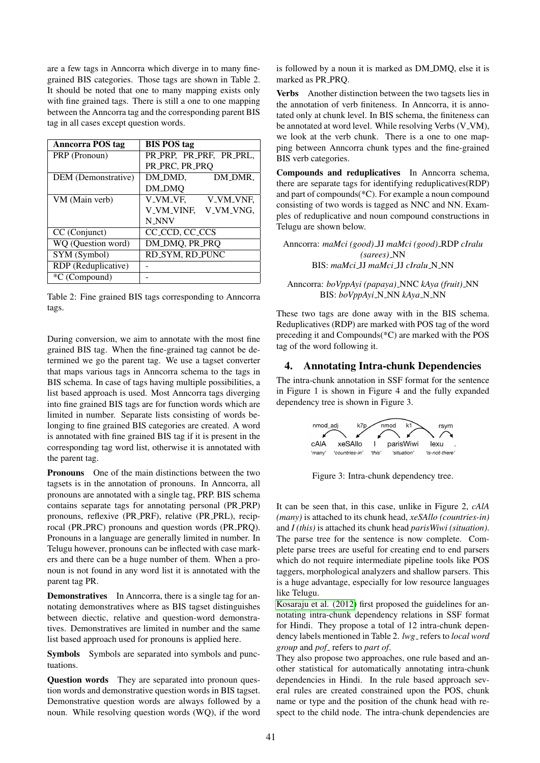are a few tags in Anncorra which diverge in to many fine-grained BIS categories. Those tags are shown in Table 2. It should be noted that one to many mapping exists only with fine grained tags. There is still a one to one mapping between the Anncorra tag and the corresponding parent BIS tag in all cases except question words.

| Anncorra POS tag | BIS POS tag |
|---|---|
| PRP (Pronoun) | PR_PRP, PR_PRF, PR_PRL, PR_PRC, PR_PRQ |
| DEM (Demonstrative) | DM_DMD, DM_DMR, DM_DMQ |
| VM (Main verb) | V_VM_VF, V_VM_VNF, V_VM_VINF, V_VM_VNG, N_NNV |
| CC (Conjunct) | CC_CCD, CC_CCS |
| WQ (Question word) | DM_DMQ, PR_PRQ |
| SYM (Symbol) | RD_SYM, RD_PUNC |
| RDP (Reduplicative) | - |
| *C (Compound) | - |

Table 2: Fine grained BIS tags corresponding to Anncorra tags.

During conversion, we aim to annotate with the most fine grained BIS tag. When the fine-grained tag cannot be determined we go the parent tag. We use a tagset converter that maps various tags in Anncorra schema to the tags in BIS schema. In case of tags having multiple possibilities, a list based approach is used. Most Anncorra tags diverging into fine grained BIS tags are for function words which are limited in number. Separate lists consisting of words belonging to fine grained BIS categories are created. A word is annotated with fine grained BIS tag if it is present in the corresponding tag word list, otherwise it is annotated with the parent tag.

**Pronouns** One of the main distinctions between the two tagsets is in the annotation of pronouns. In Anncorra, all pronouns are annotated with a single tag, PRP. BIS schema contains separate tags for annotating personal (PR_PRP) pronouns, reflexive (PR_PRF), relative (PR_PRL), reciprocal (PR_PRC) pronouns and question words (PR_PRQ). Pronouns in a language are generally limited in number. In Telugu however, pronouns can be inflected with case markers and there can be a huge number of them. When a pronoun is not found in any word list it is annotated with the parent tag PR.

**Demonstratives** In Anncorra, there is a single tag for annotating demonstratives where as BIS tagset distinguishes between diectic, relative and question-word demonstratives. Demonstratives are limited in number and the same list based approach used for pronouns is applied here.

**Symbols** Symbols are separated into symbols and punctuations.

**Question words** They are separated into pronoun question words and demonstrative question words in BIS tagset. Demonstrative question words are always followed by a noun. While resolving question words (WQ), if the word is followed by a noun it is marked as DM_DMQ, else it is marked as PR_PRQ.

**Verbs** Another distinction between the two tagsets lies in the annotation of verb finiteness. In Anncorra, it is annotated only at chunk level. In BIS schema, the finiteness can be annotated at word level. While resolving Verbs (V_VM), we look at the verb chunk. There is a one to one mapping between Anncorra chunk types and the fine-grained BIS verb categories.

**Compounds and reduplicatives** In Anncorra schema, there are separate tags for identifying reduplicatives(RDP) and part of compounds(*C). For example a noun compound consisting of two words is tagged as NNC and NN. Examples of reduplicative and noun compound constructions in Telugu are shown below.

Anncorra: *maMci (good)*_JJ *maMci (good)*_RDP *cIralu (sarees)*_NN
BIS: *maMci*_JJ *maMci*_JJ *cIralu*_N_NN

Anncorra: *boVppAyi (papaya)*_NNC *kAya (fruit)*_NN
BIS: *boVppAyi*_N_NN *kAya*_N_NN

These two tags are done away with in the BIS schema. Reduplicatives (RDP) are marked with POS tag of the word preceding it and Compounds(*C) are marked with the POS tag of the word following it.

## 4. Annotating Intra-chunk Dependencies

The intra-chunk annotation in SSF format for the sentence in Figure 1 is shown in Figure 4 and the fully expanded dependency tree is shown in Figure 3.

Figure 3: Intra-chunk dependency tree.

It can be seen that, in this case, unlike in Figure 2, *cAlA (many)* is attached to its chunk head, *xeSAllo (countries-in)* and *I (this)* is attached its chunk head *parisWiwi (situation)*. The parse tree for the sentence is now complete. Complete parse trees are useful for creating end to end parsers which do not require intermediate pipeline tools like POS taggers, morphological analyzers and shallow parsers. This is a huge advantage, especially for low resource languages like Telugu.

Kosaraju et al. (2012) first proposed the guidelines for annotating intra-chunk dependency relations in SSF format for Hindi. They propose a total of 12 intra-chunk dependency labels mentioned in Table 2. *lwg_* refers to *local word group* and *pof_* refers to *part of*.

They also propose two approaches, one rule based and another statistical for automatically annotating intra-chunk dependencies in Hindi. In the rule based approach several rules are created constrained upon the POS, chunk name or type and the position of the chunk head with respect to the child node. The intra-chunk dependencies are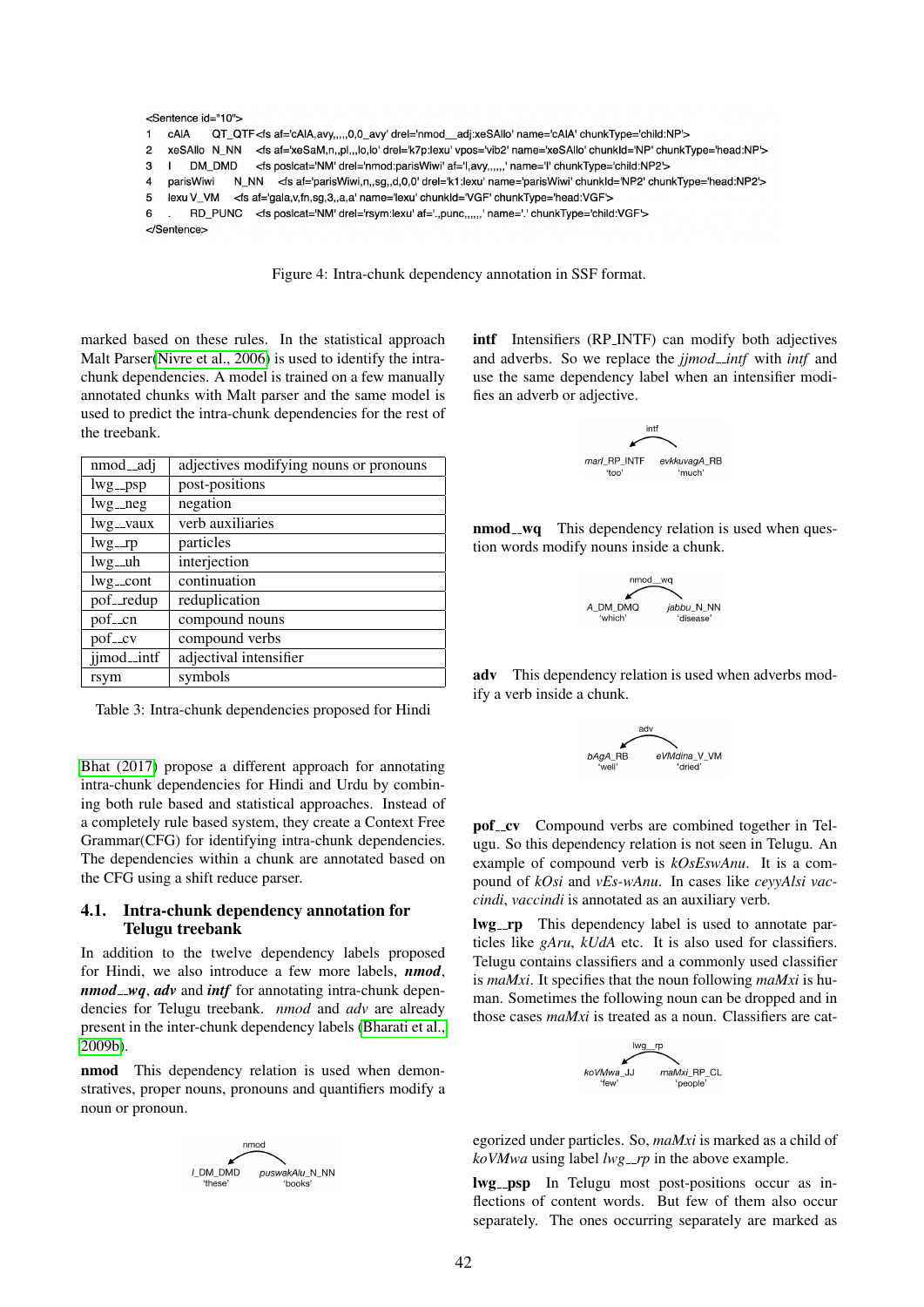```
<Sentence id="10">
1	cAlA	QT_QTF<fs af='cAlA,avy,,,,,0,0_avy' drel='nmod__adj:xeSAllo' name='cAlA' chunkType='child:NP'>
2	xeSAllo	N_NN	<fs af='xeSaM,n,,pl,,,lo,lo' drel='k7p:lexu' vpos='vib2' name='xeSAllo' chunkId='NP' chunkType='head:NP'>
3	I	DM_DMD	<fs poslcat='NM' drel='nmod:parisWiwi' af='I,avy,,,,,,' name='I' chunkType='child:NP2'>
4	parisWiwi	N_NN	<fs af='parisWiwi,n,,sg,,d,0,0' drel='k1:lexu' name='parisWiwi' chunkId='NP2' chunkType='head:NP2'>
5	lexu V_VM	<fs af='gala,v,fn,sg,3,,a,a' name='lexu' chunkId='VGF' chunkType='head:VGF'>
6	.	RD_PUNC	<fs poslcat='NM' drel='rsym:lexu' af='.,punc,,,,,,' name='.' chunkType='child:VGF'>
</Sentence>
```

Figure 4: Intra-chunk dependency annotation in SSF format.

marked based on these rules. In the statistical approach Malt Parser(Nivre et al., 2006) is used to identify the intra-chunk dependencies. A model is trained on a few manually annotated chunks with Malt parser and the same model is used to predict the intra-chunk dependencies for the rest of the treebank.

| nmod__adj | adjectives modifying nouns or pronouns |
|---|---|
| lwg__psp | post-positions |
| lwg__neg | negation |
| lwg__vaux | verb auxiliaries |
| lwg__rp | particles |
| lwg__uh | interjection |
| lwg__cont | continuation |
| pof__redup | reduplication |
| pof__cn | compound nouns |
| pof__cv | compound verbs |
| jjmod__intf | adjectival intensifier |
| rsym | symbols |

Table 3: Intra-chunk dependencies proposed for Hindi

Bhat (2017) propose a different approach for annotating intra-chunk dependencies for Hindi and Urdu by combining both rule based and statistical approaches. Instead of a completely rule based system, they create a Context Free Grammar(CFG) for identifying intra-chunk dependencies. The dependencies within a chunk are annotated based on the CFG using a shift reduce parser.

### 4.1. Intra-chunk dependency annotation for Telugu treebank

In addition to the twelve dependency labels proposed for Hindi, we also introduce a few more labels, ***nmod***, ***nmod__wq***, ***adv*** and ***intf*** for annotating intra-chunk dependencies for Telugu treebank. *nmod* and *adv* are already present in the inter-chunk dependency labels (Bharati et al., 2009b).

**nmod** This dependency relation is used when demonstratives, proper nouns, pronouns and quantifiers modify a noun or pronoun.

nmod
*I*_DM_DMD 'these' — *puswakAlu*_N_NN 'books'

**intf** Intensifiers (RP_INTF) can modify both adjectives and adverbs. So we replace the *jjmod__intf* with *intf* and use the same dependency label when an intensifier modifies an adverb or adjective.

intf
*mari*_RP_INTF 'too' — *evkkuvagA*_RB 'much'

**nmod__wq** This dependency relation is used when question words modify nouns inside a chunk.

nmod__wq
*A*_DM_DMQ 'which' — *jabbu*_N_NN 'disease'

**adv** This dependency relation is used when adverbs modify a verb inside a chunk.

adv
*bAgA*_RB 'well' — *eVMdina*_V_VM 'dried'

**pof__cv** Compound verbs are combined together in Telugu. So this dependency relation is not seen in Telugu. An example of compound verb is *kOsEswAnu*. It is a compound of *kOsi* and *vEs-wAnu*. In cases like *ceyyAlsi vaccindi*, *vaccindi* is annotated as an auxiliary verb.

**lwg__rp** This dependency label is used to annotate particles like *gAru*, *kUdA* etc. It is also used for classifiers. Telugu contains classifiers and a commonly used classifier is *maMxi*. It specifies that the noun following *maMxi* is human. Sometimes the following noun can be dropped and in those cases *maMxi* is treated as a noun. Classifiers are categorized under particles. So, *maMxi* is marked as a child of *koVMwa* using label *lwg__rp* in the above example.

lwg__rp
*koVMwa*_JJ 'few' — *maMxi*_RP_CL 'people'

**lwg__psp** In Telugu most post-positions occur as inflections of content words. But few of them also occur separately. The ones occurring separately are marked as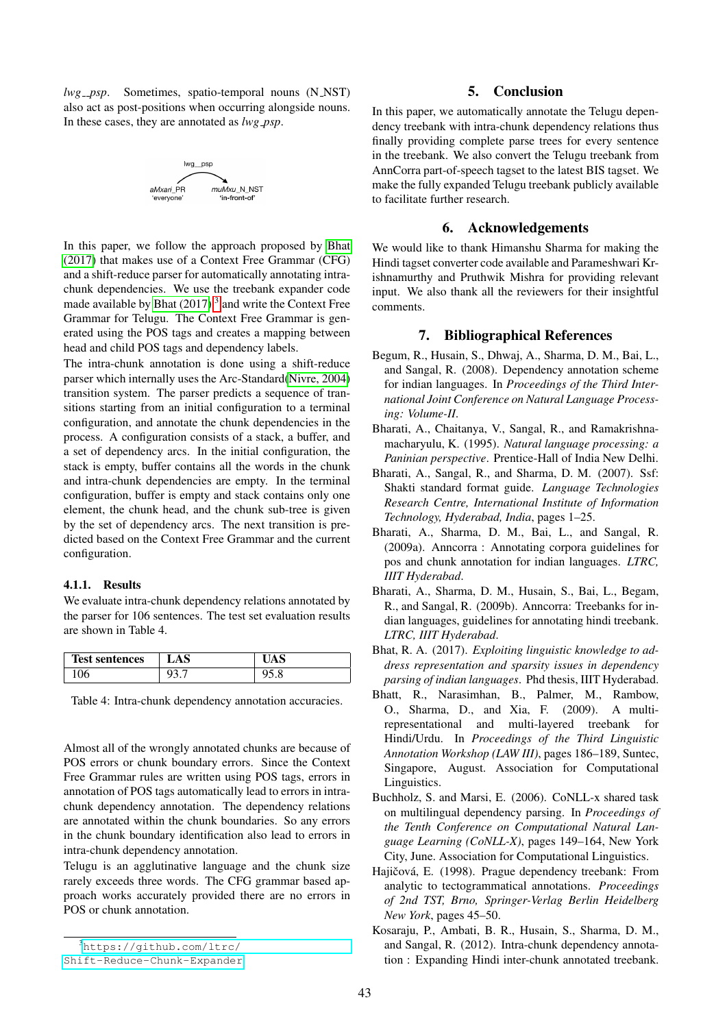*lwg__psp*. Sometimes, spatio-temporal nouns (N_NST) also act as post-positions when occurring alongside nouns. In these cases, they are annotated as *lwg_psp*.

lwg__psp

*aMxari*_PR 'everyone' → *muMxu*_N_NST 'in-front-of'

In this paper, we follow the approach proposed by Bhat (2017) that makes use of a Context Free Grammar (CFG) and a shift-reduce parser for automatically annotating intra-chunk dependencies. We use the treebank expander code made available by Bhat (2017)[3] and write the Context Free Grammar for Telugu. The Context Free Grammar is generated using the POS tags and creates a mapping between head and child POS tags and dependency labels.

The intra-chunk annotation is done using a shift-reduce parser which internally uses the Arc-Standard(Nivre, 2004) transition system. The parser predicts a sequence of transitions starting from an initial configuration to a terminal configuration, and annotate the chunk dependencies in the process. A configuration consists of a stack, a buffer, and a set of dependency arcs. In the initial configuration, the stack is empty, buffer contains all the words in the chunk and intra-chunk dependencies are empty. In the terminal configuration, buffer is empty and stack contains only one element, the chunk head, and the chunk sub-tree is given by the set of dependency arcs. The next transition is predicted based on the Context Free Grammar and the current configuration.

#### 4.1.1. Results

We evaluate intra-chunk dependency relations annotated by the parser for 106 sentences. The test set evaluation results are shown in Table 4.

| Test sentences | LAS | UAS |
|---|---|---|
| 106 | 93.7 | 95.8 |

Table 4: Intra-chunk dependency annotation accuracies.

Almost all of the wrongly annotated chunks are because of POS errors or chunk boundary errors. Since the Context Free Grammar rules are written using POS tags, errors in annotation of POS tags automatically lead to errors in intra-chunk dependency annotation. The dependency relations are annotated within the chunk boundaries. So any errors in the chunk boundary identification also lead to errors in intra-chunk dependency annotation.

Telugu is an agglutinative language and the chunk size rarely exceeds three words. The CFG grammar based approach works accurately provided there are no errors in POS or chunk annotation.

[3] https://github.com/ltrc/Shift-Reduce-Chunk-Expander

## 5. Conclusion

In this paper, we automatically annotate the Telugu dependency treebank with intra-chunk dependency relations thus finally providing complete parse trees for every sentence in the treebank. We also convert the Telugu treebank from AnnCorra part-of-speech tagset to the latest BIS tagset. We make the fully expanded Telugu treebank publicly available to facilitate further research.

## 6. Acknowledgements

We would like to thank Himanshu Sharma for making the Hindi tagset converter code available and Parameshwari Krishnamurthy and Pruthwik Mishra for providing relevant input. We also thank all the reviewers for their insightful comments.

## 7. Bibliographical References

Begum, R., Husain, S., Dhwaj, A., Sharma, D. M., Bai, L., and Sangal, R. (2008). Dependency annotation scheme for indian languages. In *Proceedings of the Third International Joint Conference on Natural Language Processing: Volume-II*.

Bharati, A., Chaitanya, V., Sangal, R., and Ramakrishnamacharyulu, K. (1995). *Natural language processing: a Paninian perspective*. Prentice-Hall of India New Delhi.

Bharati, A., Sangal, R., and Sharma, D. M. (2007). Ssf: Shakti standard format guide. *Language Technologies Research Centre, International Institute of Information Technology, Hyderabad, India*, pages 1–25.

Bharati, A., Sharma, D. M., Bai, L., and Sangal, R. (2009a). Anncorra : Annotating corpora guidelines for pos and chunk annotation for indian languages. *LTRC, IIIT Hyderabad*.

Bharati, A., Sharma, D. M., Husain, S., Bai, L., Begam, R., and Sangal, R. (2009b). Anncorra: Treebanks for indian languages, guidelines for annotating hindi treebank. *LTRC, IIIT Hyderabad*.

Bhat, R. A. (2017). *Exploiting linguistic knowledge to address representation and sparsity issues in dependency parsing of indian languages*. Phd thesis, IIIT Hyderabad.

Bhatt, R., Narasimhan, B., Palmer, M., Rambow, O., Sharma, D., and Xia, F. (2009). A multi-representational and multi-layered treebank for Hindi/Urdu. In *Proceedings of the Third Linguistic Annotation Workshop (LAW III)*, pages 186–189, Suntec, Singapore, August. Association for Computational Linguistics.

Buchholz, S. and Marsi, E. (2006). CoNLL-x shared task on multilingual dependency parsing. In *Proceedings of the Tenth Conference on Computational Natural Language Learning (CoNLL-X)*, pages 149–164, New York City, June. Association for Computational Linguistics.

Hajičová, E. (1998). Prague dependency treebank: From analytic to tectogrammatical annotations. *Proceedings of 2nd TST, Brno, Springer-Verlag Berlin Heidelberg New York*, pages 45–50.

Kosaraju, P., Ambati, B. R., Husain, S., Sharma, D. M., and Sangal, R. (2012). Intra-chunk dependency annotation : Expanding Hindi inter-chunk annotated treebank.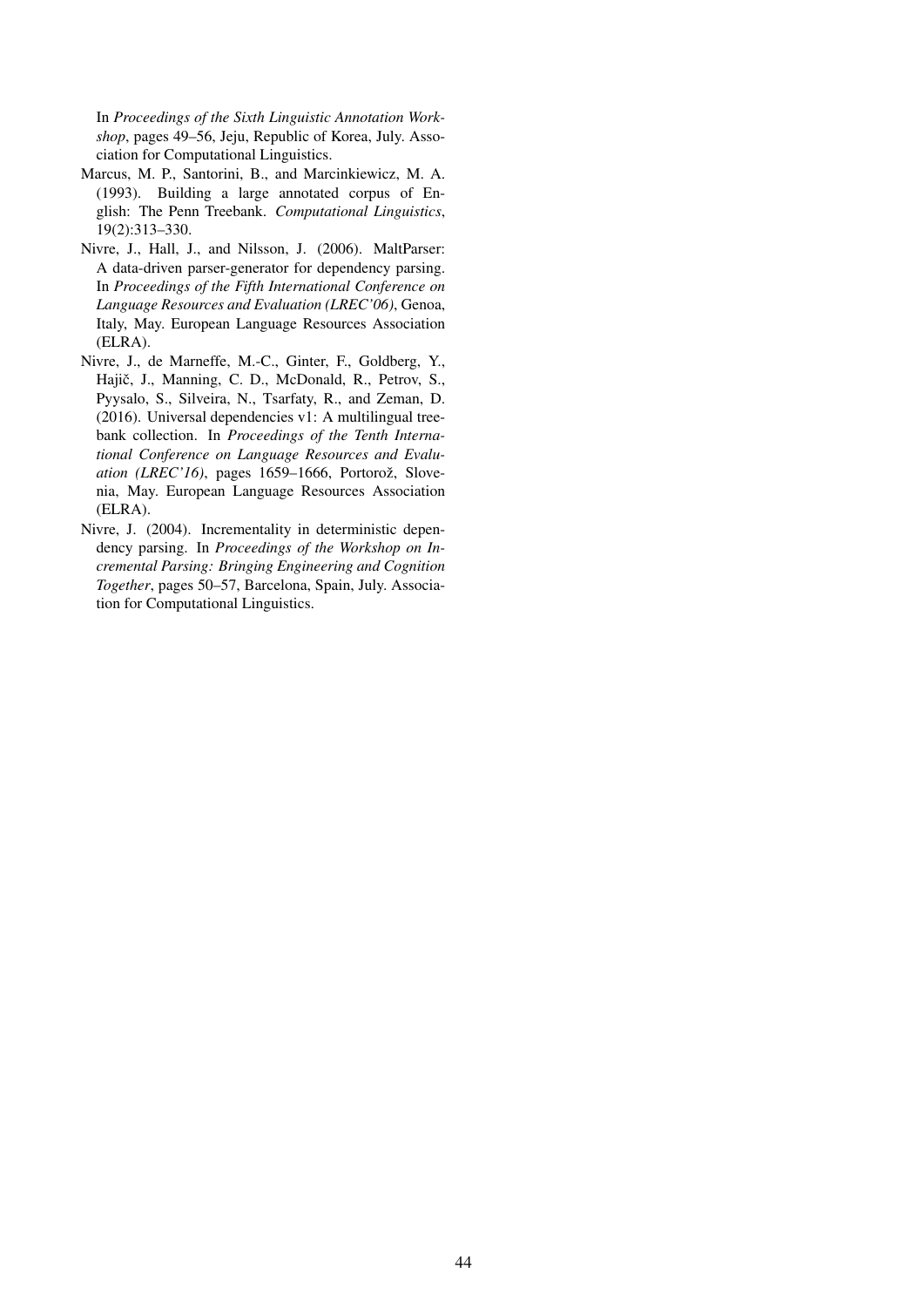In *Proceedings of the Sixth Linguistic Annotation Workshop*, pages 49–56, Jeju, Republic of Korea, July. Association for Computational Linguistics.

Marcus, M. P., Santorini, B., and Marcinkiewicz, M. A. (1993). Building a large annotated corpus of English: The Penn Treebank. *Computational Linguistics*, 19(2):313–330.

Nivre, J., Hall, J., and Nilsson, J. (2006). MaltParser: A data-driven parser-generator for dependency parsing. In *Proceedings of the Fifth International Conference on Language Resources and Evaluation (LREC'06)*, Genoa, Italy, May. European Language Resources Association (ELRA).

Nivre, J., de Marneffe, M.-C., Ginter, F., Goldberg, Y., Hajič, J., Manning, C. D., McDonald, R., Petrov, S., Pyysalo, S., Silveira, N., Tsarfaty, R., and Zeman, D. (2016). Universal dependencies v1: A multilingual treebank collection. In *Proceedings of the Tenth International Conference on Language Resources and Evaluation (LREC'16)*, pages 1659–1666, Portorož, Slovenia, May. European Language Resources Association (ELRA).

Nivre, J. (2004). Incrementality in deterministic dependency parsing. In *Proceedings of the Workshop on Incremental Parsing: Bringing Engineering and Cognition Together*, pages 50–57, Barcelona, Spain, July. Association for Computational Linguistics.